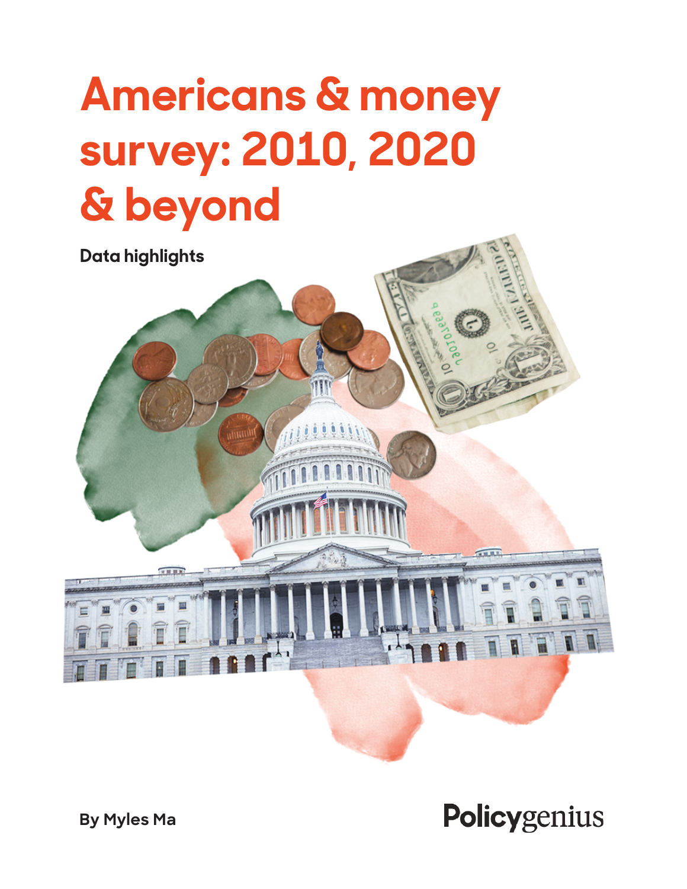# Americans & money survey: 2010, 2020 & beyond

**Data highlights**

**By Myles Ma**

Policygenius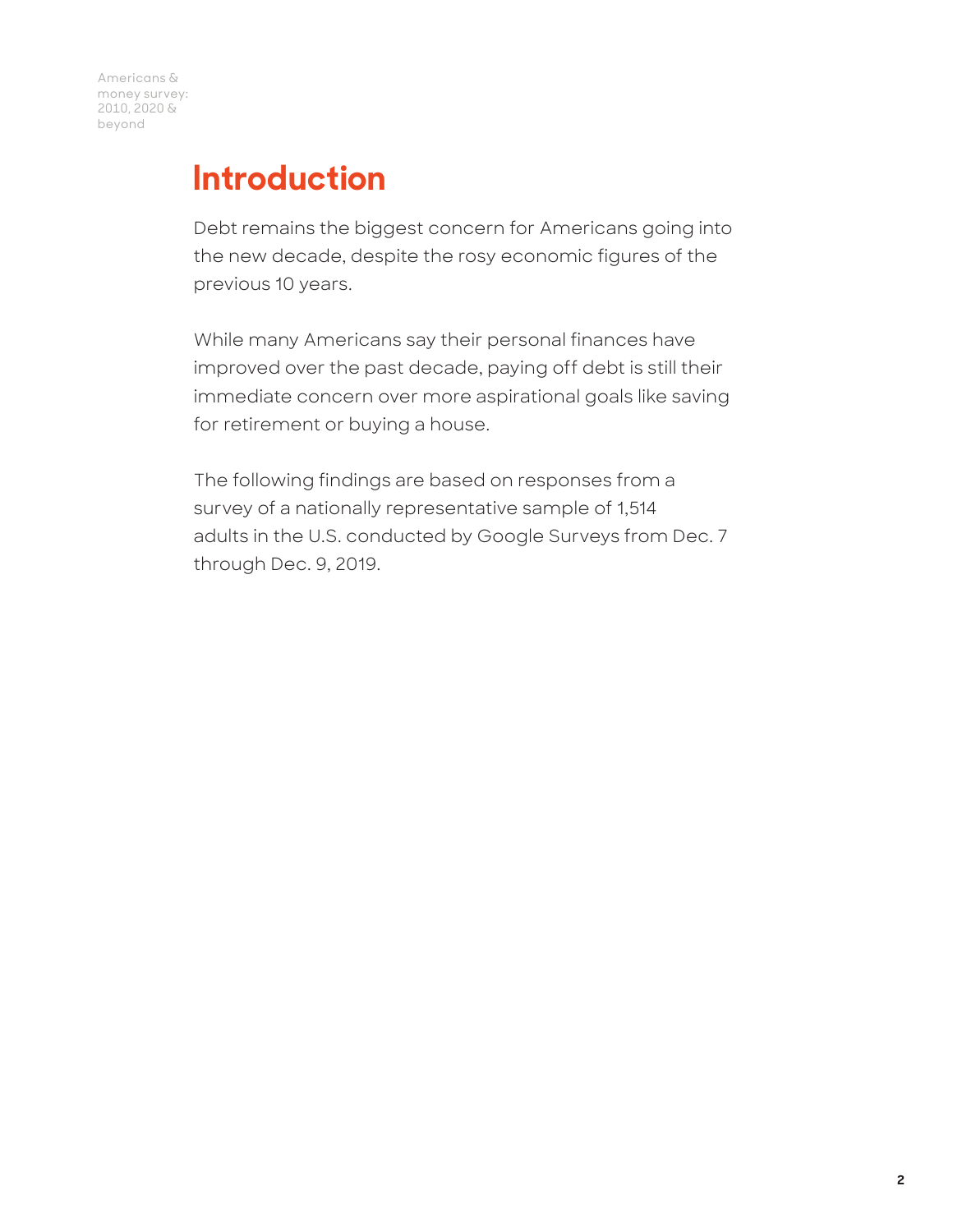# Introduction

Debt remains the biggest concern for Americans going into the new decade, despite the rosy economic figures of the previous 10 years.

While many Americans say their personal finances have improved over the past decade, paying off debt is still their immediate concern over more aspirational goals like saving for retirement or buying a house.

The following findings are based on responses from a survey of a nationally representative sample of 1,514 adults in the U.S. conducted by Google Surveys from Dec. 7 through Dec. 9, 2019.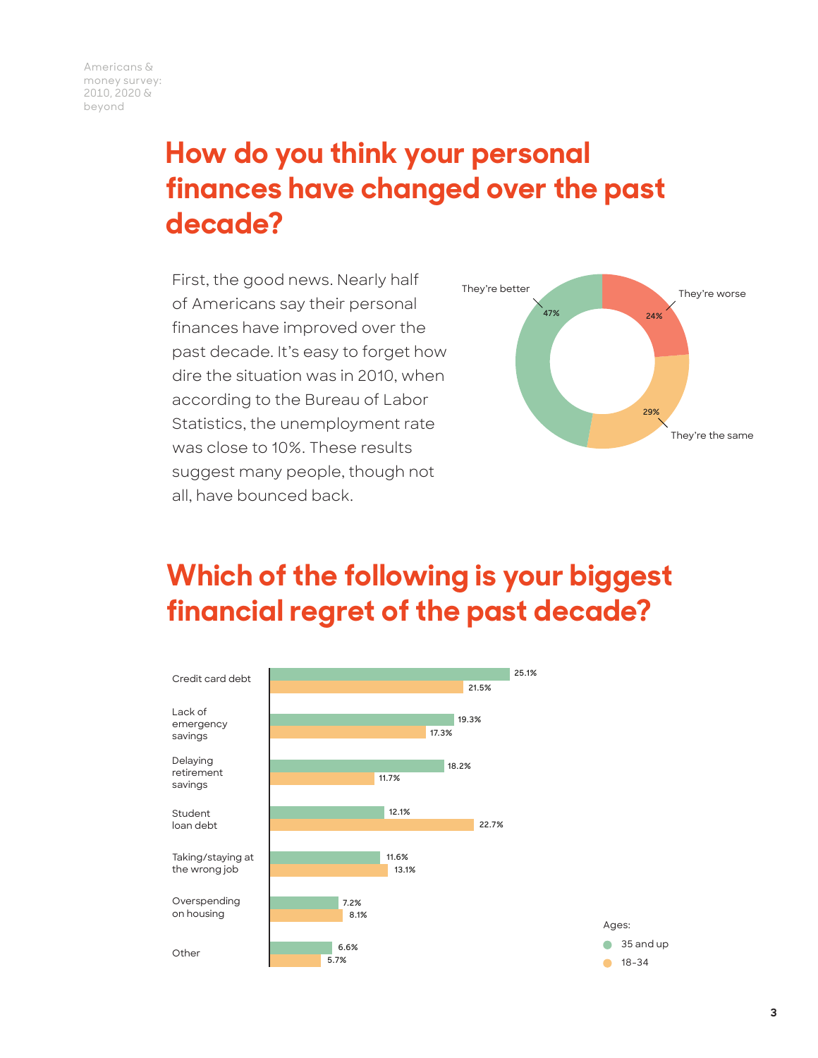## How do you think your personal finances have changed over the past decade?

First, the good news. Nearly half of Americans say their personal finances have improved over the past decade. It's easy to forget how dire the situation was in 2010, when according to the Bureau of Labor Statistics, the unemployment rate was close to 10%. These results suggest many people, though not all, have bounced back.

| Response | Percentage |
| --- | --- |
| They're better | 47% |
| They're worse | 24% |
| They're the same | 29% |

## Which of the following is your biggest financial regret of the past decade?

| Regret | 35 and up | 18–34 |
| --- | --- | --- |
| Credit card debt | 25.1% | 21.5% |
| Lack of emergency savings | 19.3% | 17.3% |
| Delaying retirement savings | 18.2% | 11.7% |
| Student loan debt | 12.1% | 22.7% |
| Taking/staying at the wrong job | 11.6% | 13.1% |
| Overspending on housing | 7.2% | 8.1% |
| Other | 6.6% | 5.7% |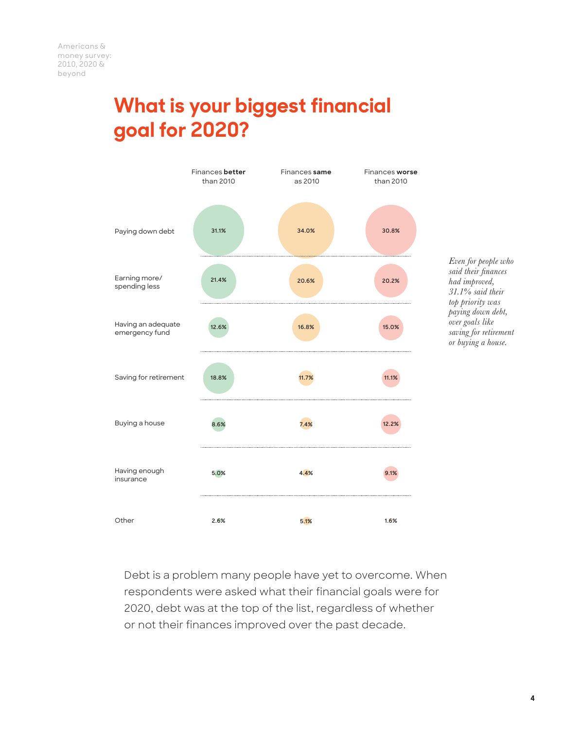# What is your biggest financial goal for 2020?

| | Finances **better** than 2010 | Finances **same** as 2010 | Finances **worse** than 2010 |
|---|---|---|---|
| Paying down debt | 31.1% | 34.0% | 30.8% |
| Earning more/ spending less | 21.4% | 20.6% | 20.2% |
| Having an adequate emergency fund | 12.6% | 16.8% | 15.0% |
| Saving for retirement | 18.8% | 11.7% | 11.1% |
| Buying a house | 8.6% | 7.4% | 12.2% |
| Having enough insurance | 5.0% | 4.4% | 9.1% |
| Other | 2.6% | 5.1% | 1.6% |

*Even for people who said their finances had improved, 31.1% said their top priority was paying down debt, over goals like saving for retirement or buying a house.*

Debt is a problem many people have yet to overcome. When respondents were asked what their financial goals were for 2020, debt was at the top of the list, regardless of whether or not their finances improved over the past decade.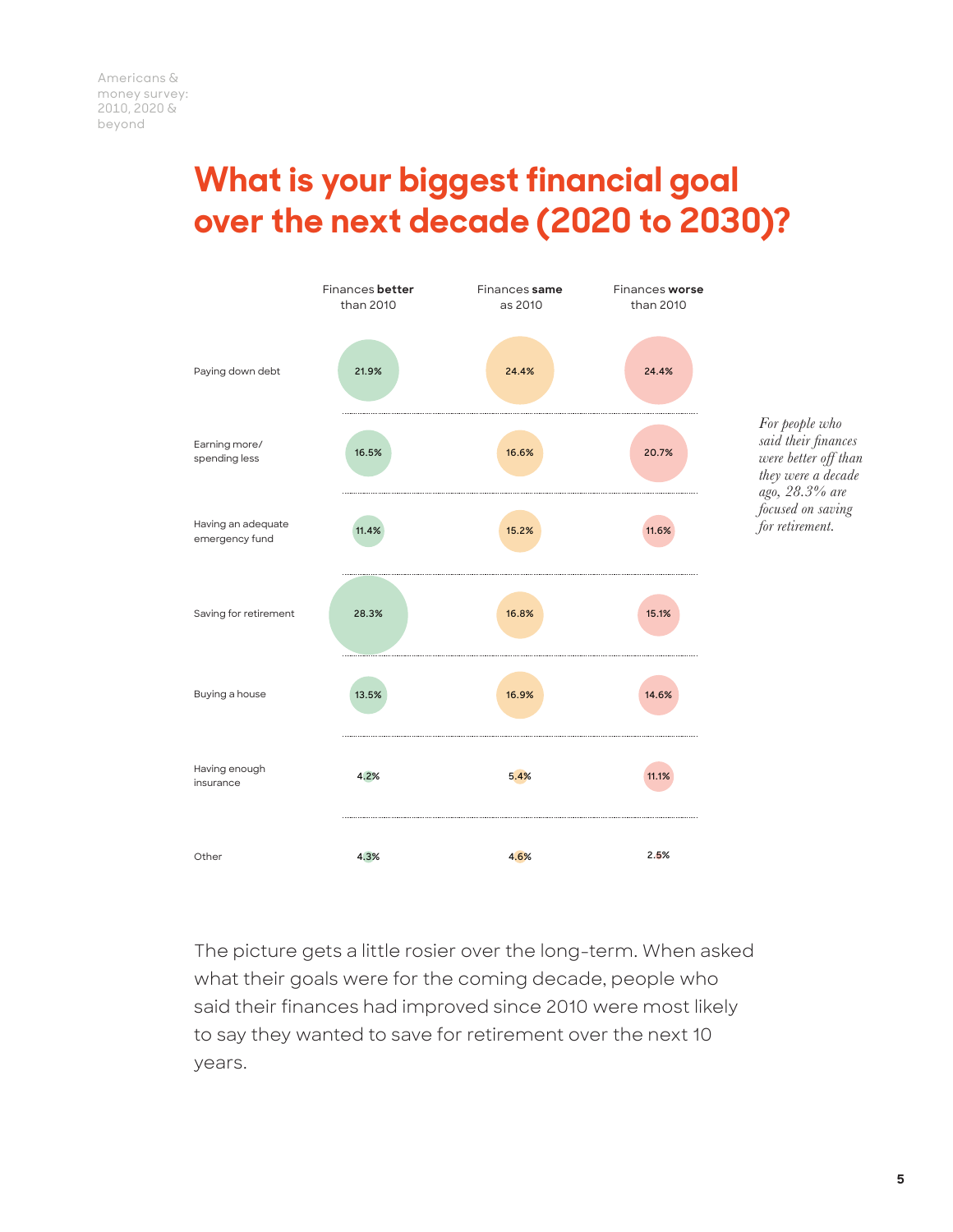# What is your biggest financial goal over the next decade (2020 to 2030)?

| | Finances **better** than 2010 | Finances **same** as 2010 | Finances **worse** than 2010 |
|---|---|---|---|
| Paying down debt | 21.9% | 24.4% | 24.4% |
| Earning more/ spending less | 16.5% | 16.6% | 20.7% |
| Having an adequate emergency fund | 11.4% | 15.2% | 11.6% |
| Saving for retirement | 28.3% | 16.8% | 15.1% |
| Buying a house | 13.5% | 16.9% | 14.6% |
| Having enough insurance | 4.2% | 5.4% | 11.1% |
| Other | 4.3% | 4.6% | 2.5% |

*For people who said their finances were better off than they were a decade ago, 28.3% are focused on saving for retirement.*

The picture gets a little rosier over the long-term. When asked what their goals were for the coming decade, people who said their finances had improved since 2010 were most likely to say they wanted to save for retirement over the next 10 years.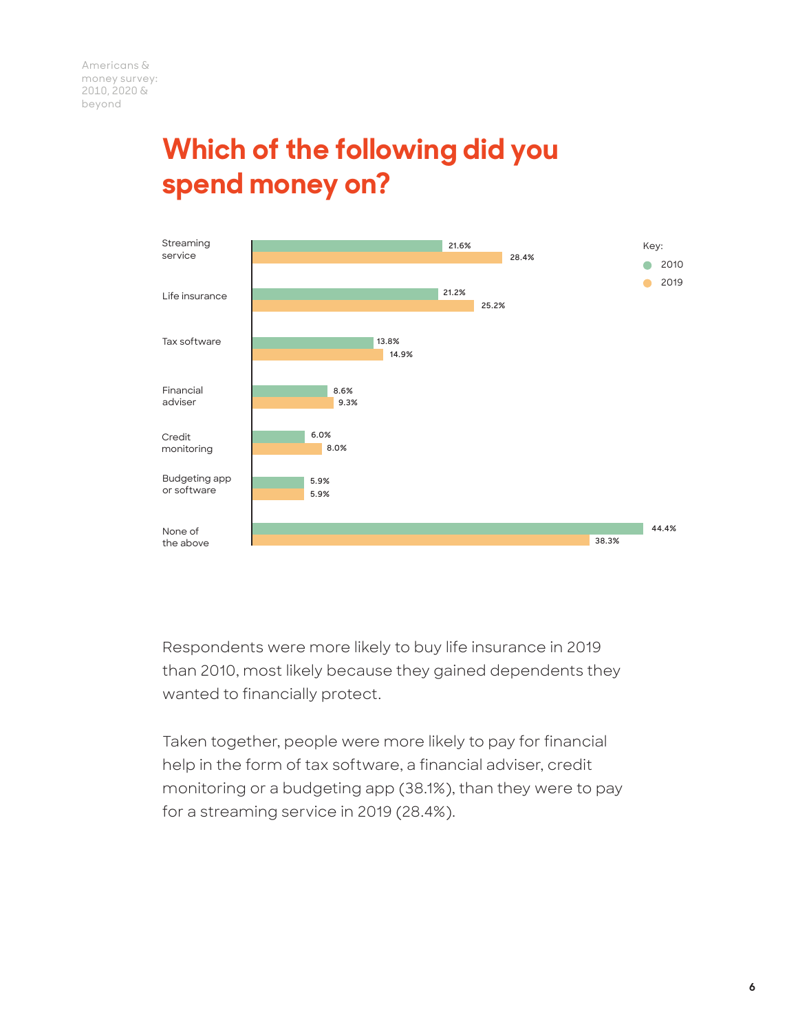# Which of the following did you spend money on?

| | 2010 | 2019 |
|---|---|---|
| Streaming service | 21.6% | 28.4% |
| Life insurance | 21.2% | 25.2% |
| Tax software | 13.8% | 14.9% |
| Financial adviser | 8.6% | 9.3% |
| Credit monitoring | 6.0% | 8.0% |
| Budgeting app or software | 5.9% | 5.9% |
| None of the above | 44.4% | 38.3% |

Respondents were more likely to buy life insurance in 2019 than 2010, most likely because they gained dependents they wanted to financially protect.

Taken together, people were more likely to pay for financial help in the form of tax software, a financial adviser, credit monitoring or a budgeting app (38.1%), than they were to pay for a streaming service in 2019 (28.4%).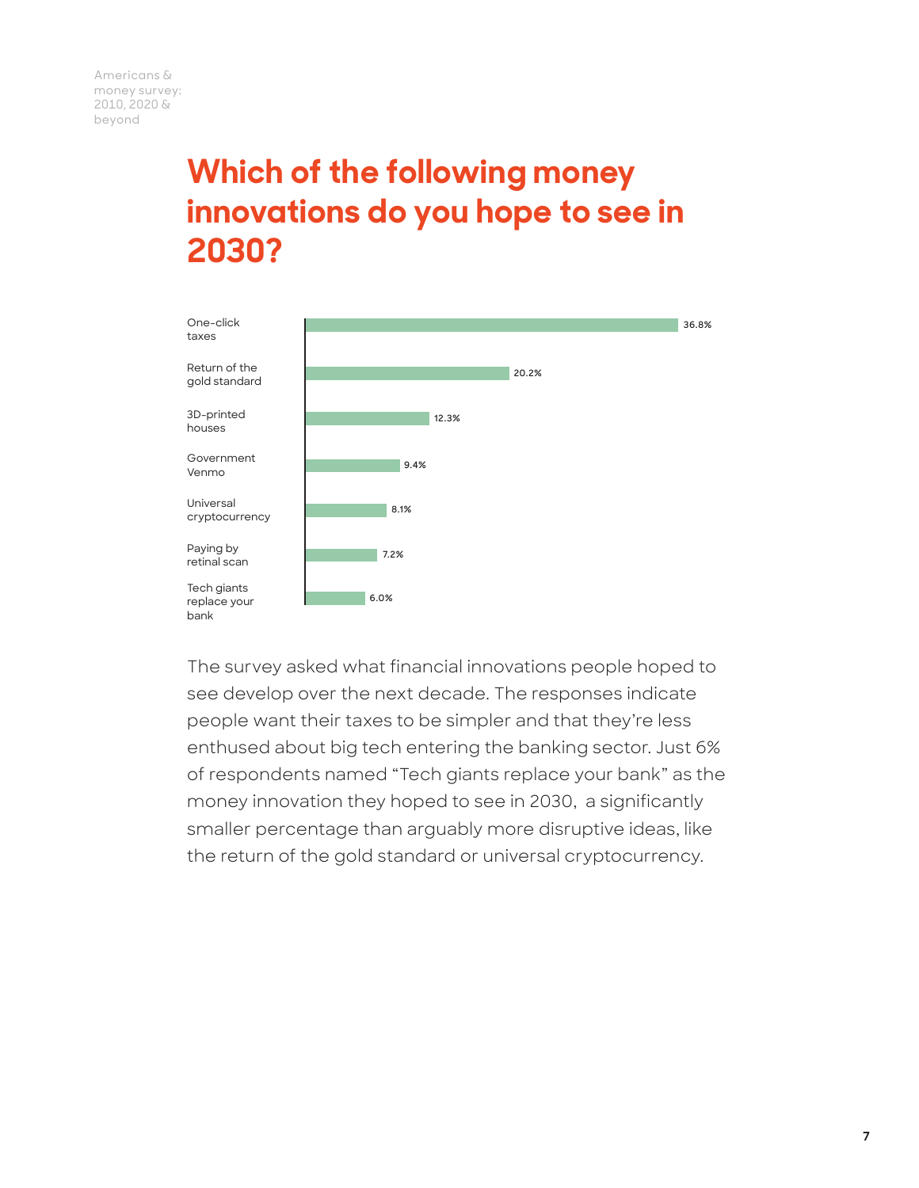# Which of the following money innovations do you hope to see in 2030?

| Innovation | Percentage |
|---|---|
| One-click taxes | 36.8% |
| Return of the gold standard | 20.2% |
| 3D-printed houses | 12.3% |
| Government Venmo | 9.4% |
| Universal cryptocurrency | 8.1% |
| Paying by retinal scan | 7.2% |
| Tech giants replace your bank | 6.0% |

The survey asked what financial innovations people hoped to see develop over the next decade. The responses indicate people want their taxes to be simpler and that they're less enthused about big tech entering the banking sector. Just 6% of respondents named "Tech giants replace your bank" as the money innovation they hoped to see in 2030, a significantly smaller percentage than arguably more disruptive ideas, like the return of the gold standard or universal cryptocurrency.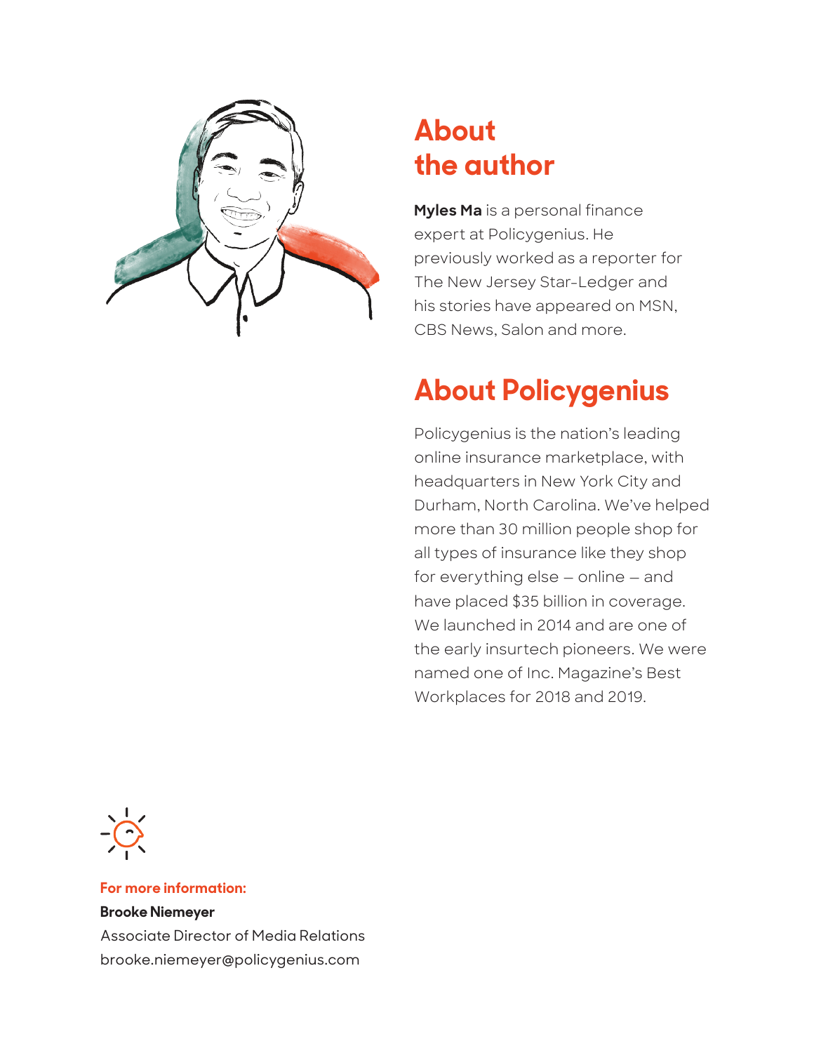## About the author

**Myles Ma** is a personal finance expert at Policygenius. He previously worked as a reporter for The New Jersey Star-Ledger and his stories have appeared on MSN, CBS News, Salon and more.

## About Policygenius

Policygenius is the nation's leading online insurance marketplace, with headquarters in New York City and Durham, North Carolina. We've helped more than 30 million people shop for all types of insurance like they shop for everything else – online – and have placed $35 billion in coverage. We launched in 2014 and are one of the early insurtech pioneers. We were named one of Inc. Magazine's Best Workplaces for 2018 and 2019.

**For more information:**

**Brooke Niemeyer**
Associate Director of Media Relations
brooke.niemeyer@policygenius.com